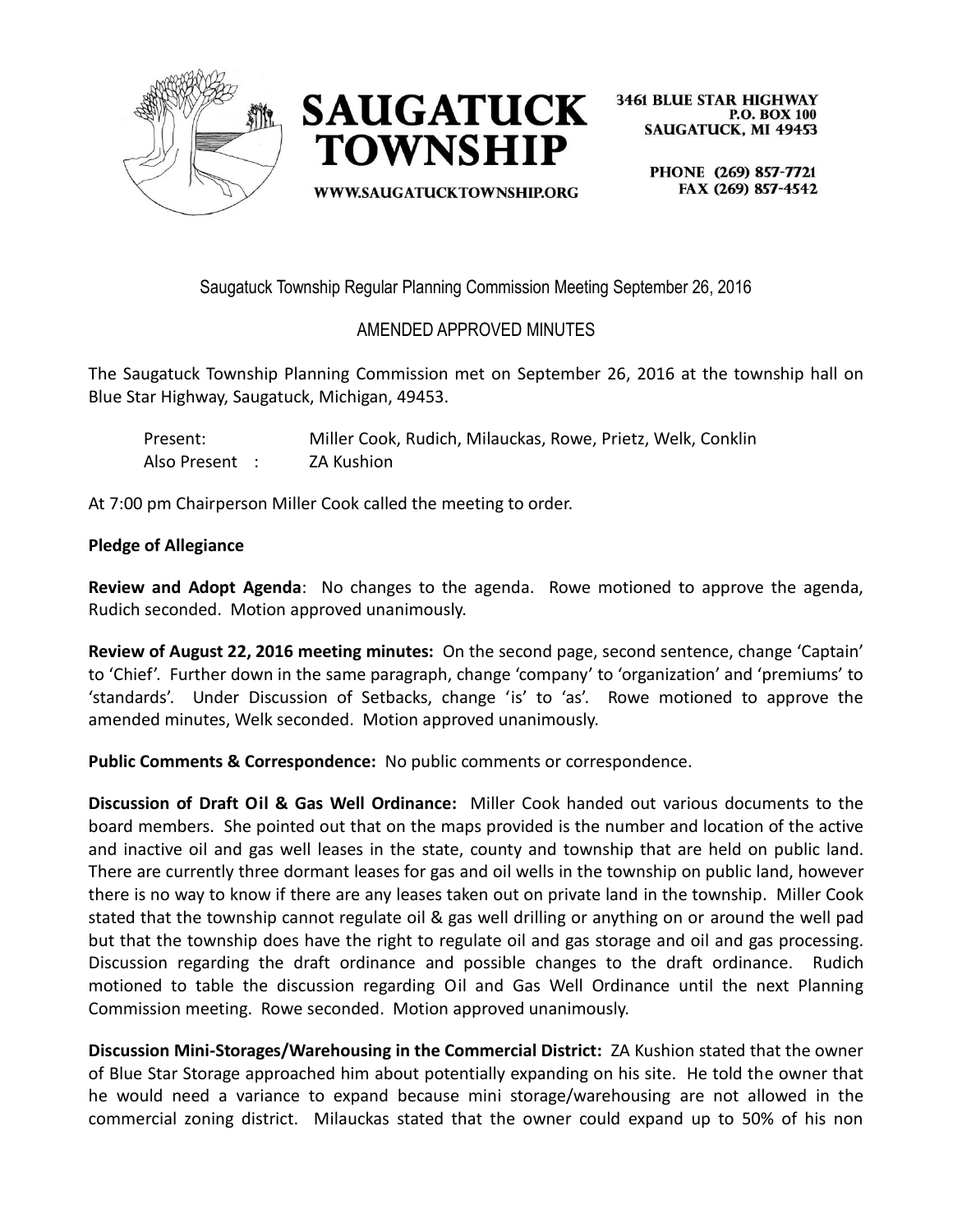# SAUGATUCK TOWNSHIP

WWW.SAUGATUCKTOWNSHIP.ORG

3461 BLUE STAR HIGHWAY
P.O. BOX 100
SAUGATUCK, MI 49453

PHONE (269) 857-7721
FAX (269) 857-4542

Saugatuck Township Regular Planning Commission Meeting September 26, 2016

AMENDED APPROVED MINUTES

The Saugatuck Township Planning Commission met on September 26, 2016 at the township hall on Blue Star Highway, Saugatuck, Michigan, 49453.

Present: Miller Cook, Rudich, Milauckas, Rowe, Prietz, Welk, Conklin
Also Present : ZA Kushion

At 7:00 pm Chairperson Miller Cook called the meeting to order.

**Pledge of Allegiance**

**Review and Adopt Agenda**: No changes to the agenda. Rowe motioned to approve the agenda, Rudich seconded. Motion approved unanimously.

**Review of August 22, 2016 meeting minutes:** On the second page, second sentence, change 'Captain' to 'Chief'. Further down in the same paragraph, change 'company' to 'organization' and 'premiums' to 'standards'. Under Discussion of Setbacks, change 'is' to 'as'. Rowe motioned to approve the amended minutes, Welk seconded. Motion approved unanimously.

**Public Comments & Correspondence:** No public comments or correspondence.

**Discussion of Draft Oil & Gas Well Ordinance:** Miller Cook handed out various documents to the board members. She pointed out that on the maps provided is the number and location of the active and inactive oil and gas well leases in the state, county and township that are held on public land. There are currently three dormant leases for gas and oil wells in the township on public land, however there is no way to know if there are any leases taken out on private land in the township. Miller Cook stated that the township cannot regulate oil & gas well drilling or anything on or around the well pad but that the township does have the right to regulate oil and gas storage and oil and gas processing. Discussion regarding the draft ordinance and possible changes to the draft ordinance. Rudich motioned to table the discussion regarding Oil and Gas Well Ordinance until the next Planning Commission meeting. Rowe seconded. Motion approved unanimously.

**Discussion Mini-Storages/Warehousing in the Commercial District:** ZA Kushion stated that the owner of Blue Star Storage approached him about potentially expanding on his site. He told the owner that he would need a variance to expand because mini storage/warehousing are not allowed in the commercial zoning district. Milauckas stated that the owner could expand up to 50% of his non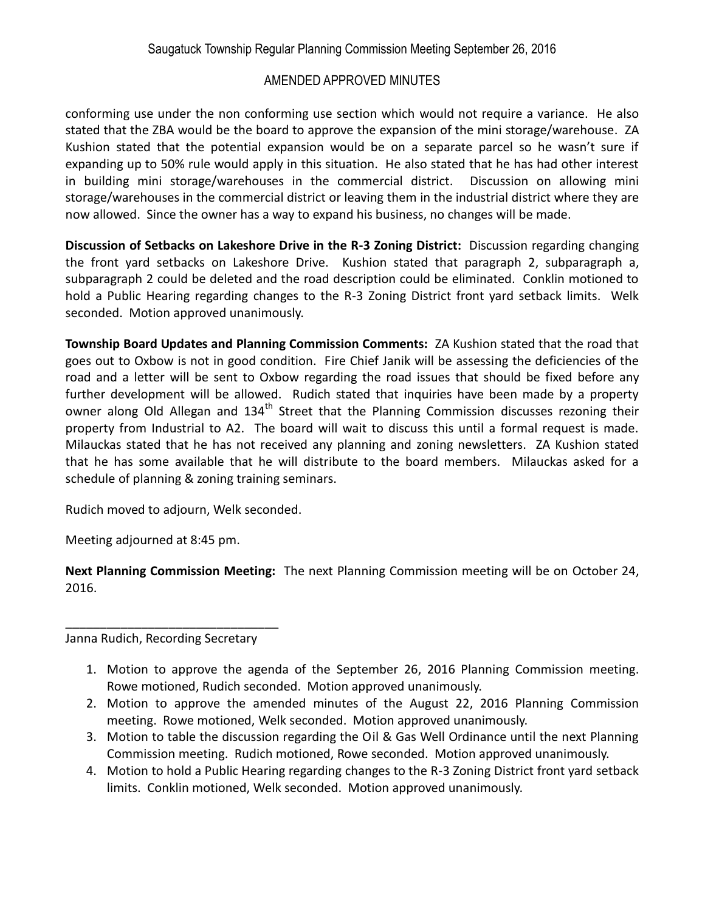conforming use under the non conforming use section which would not require a variance. He also stated that the ZBA would be the board to approve the expansion of the mini storage/warehouse. ZA Kushion stated that the potential expansion would be on a separate parcel so he wasn't sure if expanding up to 50% rule would apply in this situation. He also stated that he has had other interest in building mini storage/warehouses in the commercial district. Discussion on allowing mini storage/warehouses in the commercial district or leaving them in the industrial district where they are now allowed. Since the owner has a way to expand his business, no changes will be made.

**Discussion of Setbacks on Lakeshore Drive in the R-3 Zoning District:** Discussion regarding changing the front yard setbacks on Lakeshore Drive. Kushion stated that paragraph 2, subparagraph a, subparagraph 2 could be deleted and the road description could be eliminated. Conklin motioned to hold a Public Hearing regarding changes to the R-3 Zoning District front yard setback limits. Welk seconded. Motion approved unanimously.

**Township Board Updates and Planning Commission Comments:** ZA Kushion stated that the road that goes out to Oxbow is not in good condition. Fire Chief Janik will be assessing the deficiencies of the road and a letter will be sent to Oxbow regarding the road issues that should be fixed before any further development will be allowed. Rudich stated that inquiries have been made by a property owner along Old Allegan and 134th Street that the Planning Commission discusses rezoning their property from Industrial to A2. The board will wait to discuss this until a formal request is made. Milauckas stated that he has not received any planning and zoning newsletters. ZA Kushion stated that he has some available that he will distribute to the board members. Milauckas asked for a schedule of planning & zoning training seminars.

Rudich moved to adjourn, Welk seconded.

Meeting adjourned at 8:45 pm.

**Next Planning Commission Meeting:** The next Planning Commission meeting will be on October 24, 2016.

_______________________________

Janna Rudich, Recording Secretary

1. Motion to approve the agenda of the September 26, 2016 Planning Commission meeting. Rowe motioned, Rudich seconded. Motion approved unanimously.
2. Motion to approve the amended minutes of the August 22, 2016 Planning Commission meeting. Rowe motioned, Welk seconded. Motion approved unanimously.
3. Motion to table the discussion regarding the Oil & Gas Well Ordinance until the next Planning Commission meeting. Rudich motioned, Rowe seconded. Motion approved unanimously.
4. Motion to hold a Public Hearing regarding changes to the R-3 Zoning District front yard setback limits. Conklin motioned, Welk seconded. Motion approved unanimously.